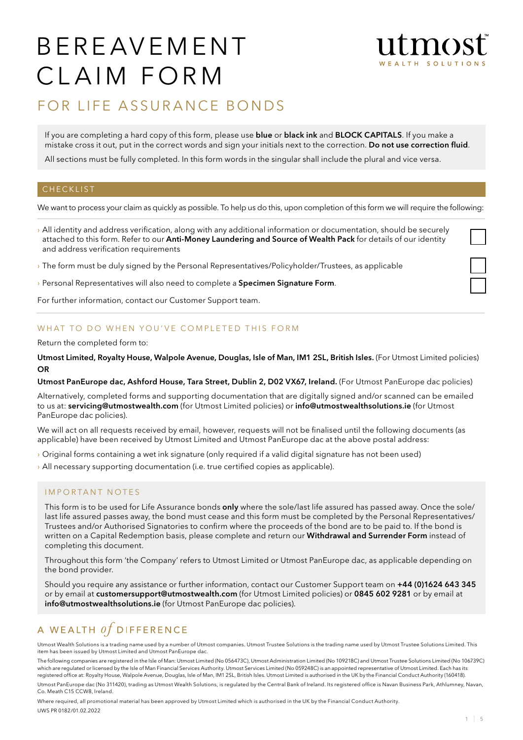# BEREAVEMENT CLAIM FORM

utmost
WEALTH SOLUTIONS

## FOR LIFE ASSURANCE BONDS

If you are completing a hard copy of this form, please use **blue** or **black ink** and **BLOCK CAPITALS**. If you make a mistake cross it out, put in the correct words and sign your initials next to the correction. **Do not use correction fluid**.

All sections must be fully completed. In this form words in the singular shall include the plural and vice versa.

### CHECKLIST

We want to process your claim as quickly as possible. To help us do this, upon completion of this form we will require the following:

- › All identity and address verification, along with any additional information or documentation, should be securely attached to this form. Refer to our **Anti-Money Laundering and Source of Wealth Pack** for details of our identity and address verification requirements ☐
- › The form must be duly signed by the Personal Representatives/Policyholder/Trustees, as applicable ☐
- › Personal Representatives will also need to complete a **Specimen Signature Form**. ☐

For further information, contact our Customer Support team.

### WHAT TO DO WHEN YOU'VE COMPLETED THIS FORM

Return the completed form to:

**Utmost Limited, Royalty House, Walpole Avenue, Douglas, Isle of Man, IM1 2SL, British Isles.** (For Utmost Limited policies)
**OR**

**Utmost PanEurope dac, Ashford House, Tara Street, Dublin 2, D02 VX67, Ireland.** (For Utmost PanEurope dac policies)

Alternatively, completed forms and supporting documentation that are digitally signed and/or scanned can be emailed to us at: **servicing@utmostwealth.com** (for Utmost Limited policies) or **info@utmostwealthsolutions.ie** (for Utmost PanEurope dac policies).

We will act on all requests received by email, however, requests will not be finalised until the following documents (as applicable) have been received by Utmost Limited and Utmost PanEurope dac at the above postal address:

- › Original forms containing a wet ink signature (only required if a valid digital signature has not been used)
- › All necessary supporting documentation (i.e. true certified copies as applicable).

### IMPORTANT NOTES

This form is to be used for Life Assurance bonds **only** where the sole/last life assured has passed away. Once the sole/last life assured passes away, the bond must cease and this form must be completed by the Personal Representatives/Trustees and/or Authorised Signatories to confirm where the proceeds of the bond are to be paid to. If the bond is written on a Capital Redemption basis, please complete and return our **Withdrawal and Surrender Form** instead of completing this document.

Throughout this form 'the Company' refers to Utmost Limited or Utmost PanEurope dac, as applicable depending on the bond provider.

Should you require any assistance or further information, contact our Customer Support team on **+44 (0)1624 643 345** or by email at **customersupport@utmostwealth.com** (for Utmost Limited policies) or **0845 602 9281** or by email at **info@utmostwealthsolutions.ie** (for Utmost PanEurope dac policies).

A WEALTH *of* DIFFERENCE

Utmost Wealth Solutions is a trading name used by a number of Utmost companies. Utmost Trustee Solutions is the trading name used by Utmost Trustee Solutions Limited. This item has been issued by Utmost Limited and Utmost PanEurope dac.

The following companies are registered in the Isle of Man: Utmost Limited (No 056473C), Utmost Administration Limited (No 109218C) and Utmost Trustee Solutions Limited (No 106739C) which are regulated or licensed by the Isle of Man Financial Services Authority. Utmost Services Limited (No 059248C) is an appointed representative of Utmost Limited. Each has its registered office at: Royalty House, Walpole Avenue, Douglas, Isle of Man, IM1 2SL, British Isles. Utmost Limited is authorised in the UK by the Financial Conduct Authority (160418).

Utmost PanEurope dac (No 311420), trading as Utmost Wealth Solutions, is regulated by the Central Bank of Ireland. Its registered office is Navan Business Park, Athlumney, Navan, Co. Meath C15 CCW8, Ireland.

Where required, all promotional material has been approved by Utmost Limited which is authorised in the UK by the Financial Conduct Authority.

UWS PR 0182/01.02.2022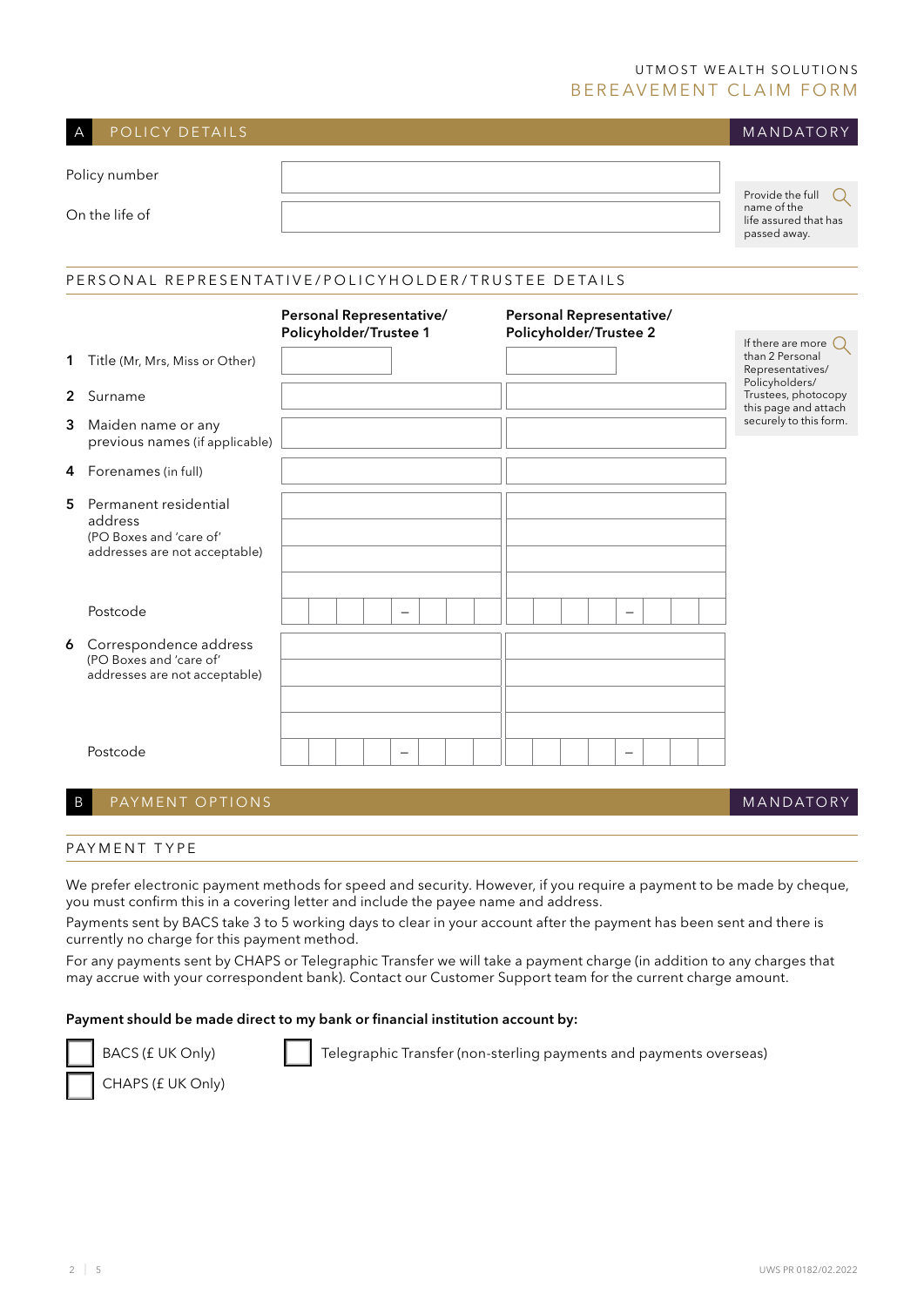UTMOST WEALTH SOLUTIONS

# BEREAVEMENT CLAIM FORM

## A POLICY DETAILS — MANDATORY

| | |
|---|---|
| Policy number | |
| On the life of | |

Provide the full name of the life assured that has passed away.

### PERSONAL REPRESENTATIVE/POLICYHOLDER/TRUSTEE DETAILS

If there are more than 2 Personal Representatives/Policyholders/Trustees, photocopy this page and attach securely to this form.

| | Personal Representative/ Policyholder/Trustee 1 | Personal Representative/ Policyholder/Trustee 2 |
|---|---|---|
| 1 Title (Mr, Mrs, Miss or Other) | | |
| 2 Surname | | |
| 3 Maiden name or any previous names (if applicable) | | |
| 4 Forenames (in full) | | |
| 5 Permanent residential address (PO Boxes and 'care of' addresses are not acceptable) | | |
| Postcode | – | – |
| 6 Correspondence address (PO Boxes and 'care of' addresses are not acceptable) | | |
| Postcode | – | – |

## B PAYMENT OPTIONS — MANDATORY

### PAYMENT TYPE

We prefer electronic payment methods for speed and security. However, if you require a payment to be made by cheque, you must confirm this in a covering letter and include the payee name and address.

Payments sent by BACS take 3 to 5 working days to clear in your account after the payment has been sent and there is currently no charge for this payment method.

For any payments sent by CHAPS or Telegraphic Transfer we will take a payment charge (in addition to any charges that may accrue with your correspondent bank). Contact our Customer Support team for the current charge amount.

**Payment should be made direct to my bank or financial institution account by:**

☐ BACS (£ UK Only)

☐ CHAPS (£ UK Only)

☐ Telegraphic Transfer (non-sterling payments and payments overseas)

UWS PR 0182/02.2022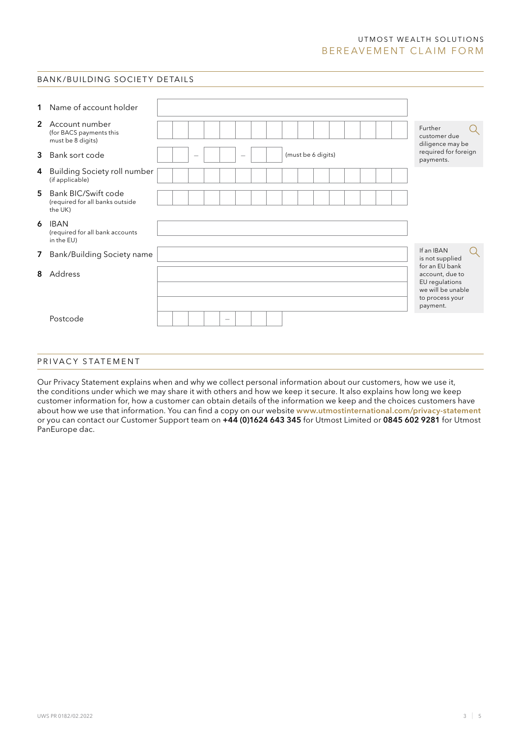UTMOST WEALTH SOLUTIONS

# BEREAVEMENT CLAIM FORM

## BANK/BUILDING SOCIETY DETAILS

| | Field | |
|---|---|---|
| 1 | Name of account holder | |
| 2 | Account number (for BACS payments this must be 8 digits) | |
| 3 | Bank sort code | _ _ – _ _ – _ _ (must be 6 digits) |
| 4 | Building Society roll number (if applicable) | |
| 5 | Bank BIC/Swift code (required for all banks outside the UK) | |
| 6 | IBAN (required for all bank accounts in the EU) | |
| 7 | Bank/Building Society name | |
| 8 | Address | |
| | Postcode | _ _ _ _ – _ _ _ |

Further customer due diligence may be required for foreign payments.

If an IBAN is not supplied for an EU bank account, due to EU regulations we will be unable to process your payment.

## PRIVACY STATEMENT

Our Privacy Statement explains when and why we collect personal information about our customers, how we use it, the conditions under which we may share it with others and how we keep it secure. It also explains how long we keep customer information for, how a customer can obtain details of the information we keep and the choices customers have about how we use that information. You can find a copy on our website **www.utmostinternational.com/privacy-statement** or you can contact our Customer Support team on **+44 (0)1624 643 345** for Utmost Limited or **0845 602 9281** for Utmost PanEurope dac.

UWS PR 0182/02.2022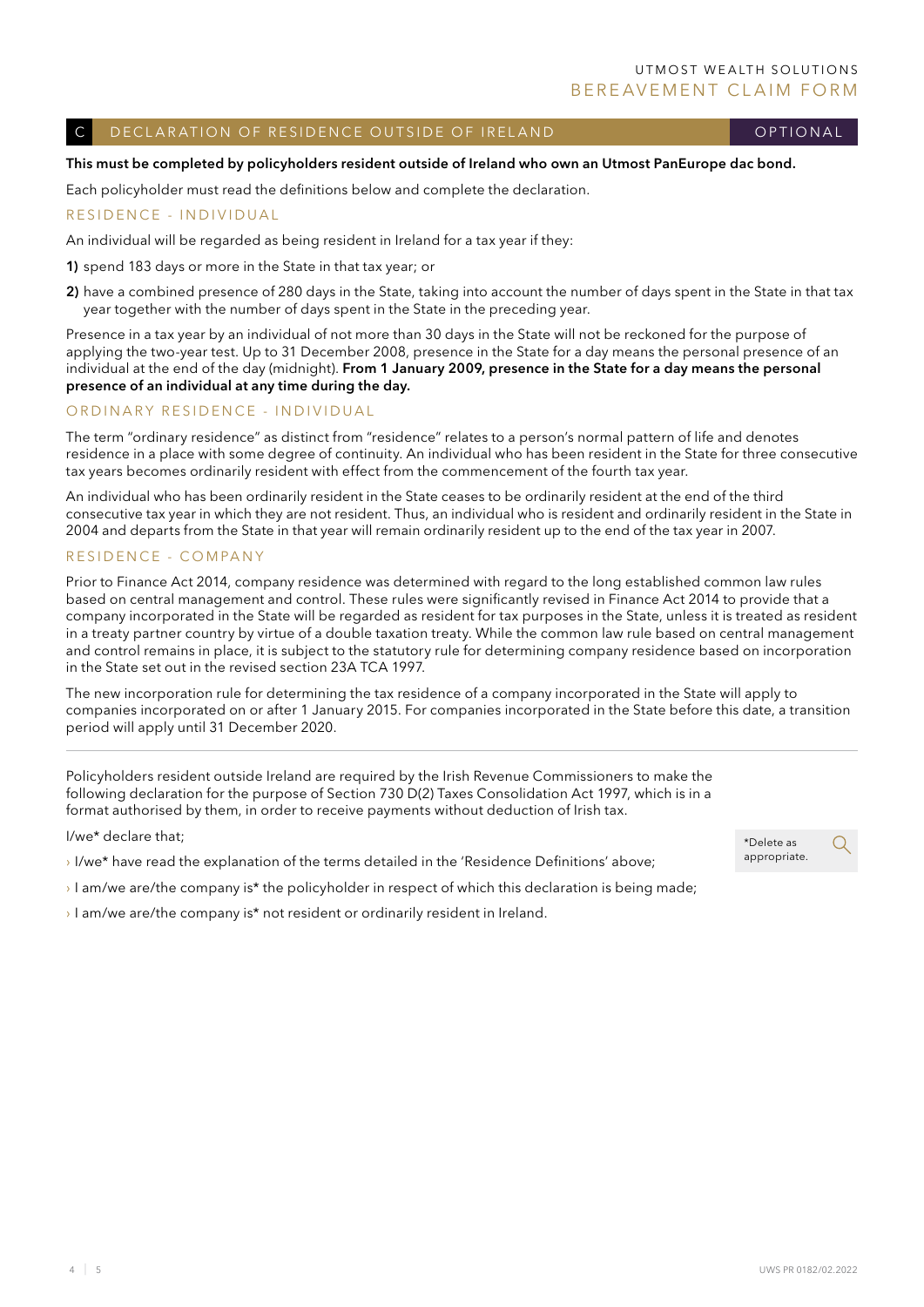## C DECLARATION OF RESIDENCE OUTSIDE OF IRELAND — OPTIONAL

**This must be completed by policyholders resident outside of Ireland who own an Utmost PanEurope dac bond.**

Each policyholder must read the definitions below and complete the declaration.

### RESIDENCE - INDIVIDUAL

An individual will be regarded as being resident in Ireland for a tax year if they:

**1)** spend 183 days or more in the State in that tax year; or

**2)** have a combined presence of 280 days in the State, taking into account the number of days spent in the State in that tax year together with the number of days spent in the State in the preceding year.

Presence in a tax year by an individual of not more than 30 days in the State will not be reckoned for the purpose of applying the two-year test. Up to 31 December 2008, presence in the State for a day means the personal presence of an individual at the end of the day (midnight). **From 1 January 2009, presence in the State for a day means the personal presence of an individual at any time during the day.**

### ORDINARY RESIDENCE - INDIVIDUAL

The term "ordinary residence" as distinct from "residence" relates to a person's normal pattern of life and denotes residence in a place with some degree of continuity. An individual who has been resident in the State for three consecutive tax years becomes ordinarily resident with effect from the commencement of the fourth tax year.

An individual who has been ordinarily resident in the State ceases to be ordinarily resident at the end of the third consecutive tax year in which they are not resident. Thus, an individual who is resident and ordinarily resident in the State in 2004 and departs from the State in that year will remain ordinarily resident up to the end of the tax year in 2007.

### RESIDENCE - COMPANY

Prior to Finance Act 2014, company residence was determined with regard to the long established common law rules based on central management and control. These rules were significantly revised in Finance Act 2014 to provide that a company incorporated in the State will be regarded as resident for tax purposes in the State, unless it is treated as resident in a treaty partner country by virtue of a double taxation treaty. While the common law rule based on central management and control remains in place, it is subject to the statutory rule for determining company residence based on incorporation in the State set out in the revised section 23A TCA 1997.

The new incorporation rule for determining the tax residence of a company incorporated in the State will apply to companies incorporated on or after 1 January 2015. For companies incorporated in the State before this date, a transition period will apply until 31 December 2020.

---

Policyholders resident outside Ireland are required by the Irish Revenue Commissioners to make the following declaration for the purpose of Section 730 D(2) Taxes Consolidation Act 1997, which is in a format authorised by them, in order to receive payments without deduction of Irish tax.

I/we* declare that;

- I/we* have read the explanation of the terms detailed in the 'Residence Definitions' above;
- I am/we are/the company is* the policyholder in respect of which this declaration is being made;
- I am/we are/the company is* not resident or ordinarily resident in Ireland.

*Delete as appropriate.

UWS PR 0182/02.2022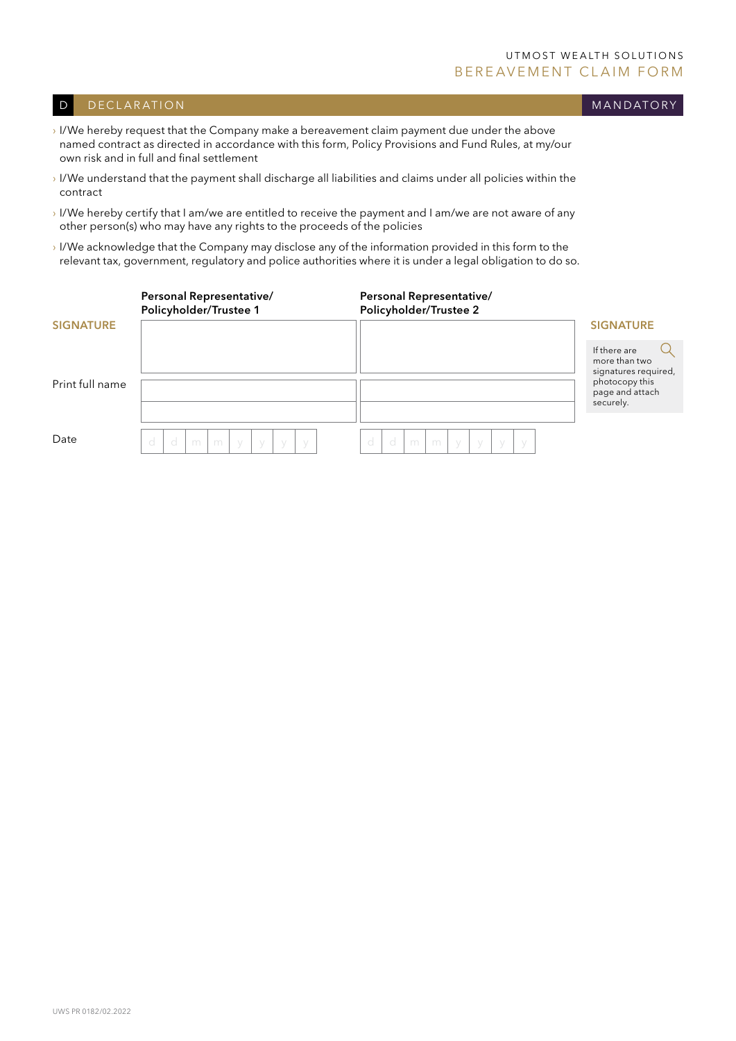## D DECLARATION — MANDATORY

- I/We hereby request that the Company make a bereavement claim payment due under the above named contract as directed in accordance with this form, Policy Provisions and Fund Rules, at my/our own risk and in full and final settlement
- I/We understand that the payment shall discharge all liabilities and claims under all policies within the contract
- I/We hereby certify that I am/we are entitled to receive the payment and I am/we are not aware of any other person(s) who may have any rights to the proceeds of the policies
- I/We acknowledge that the Company may disclose any of the information provided in this form to the relevant tax, government, regulatory and police authorities where it is under a legal obligation to do so.

| | Personal Representative/ Policyholder/Trustee 1 | Personal Representative/ Policyholder/Trustee 2 |
|---|---|---|
| **SIGNATURE** | | |
| Print full name | | |
| Date | d d m m y y y y | d d m m y y y y |

**SIGNATURE**

If there are more than two signatures required, photocopy this page and attach securely.

UWS PR 0182/02.2022